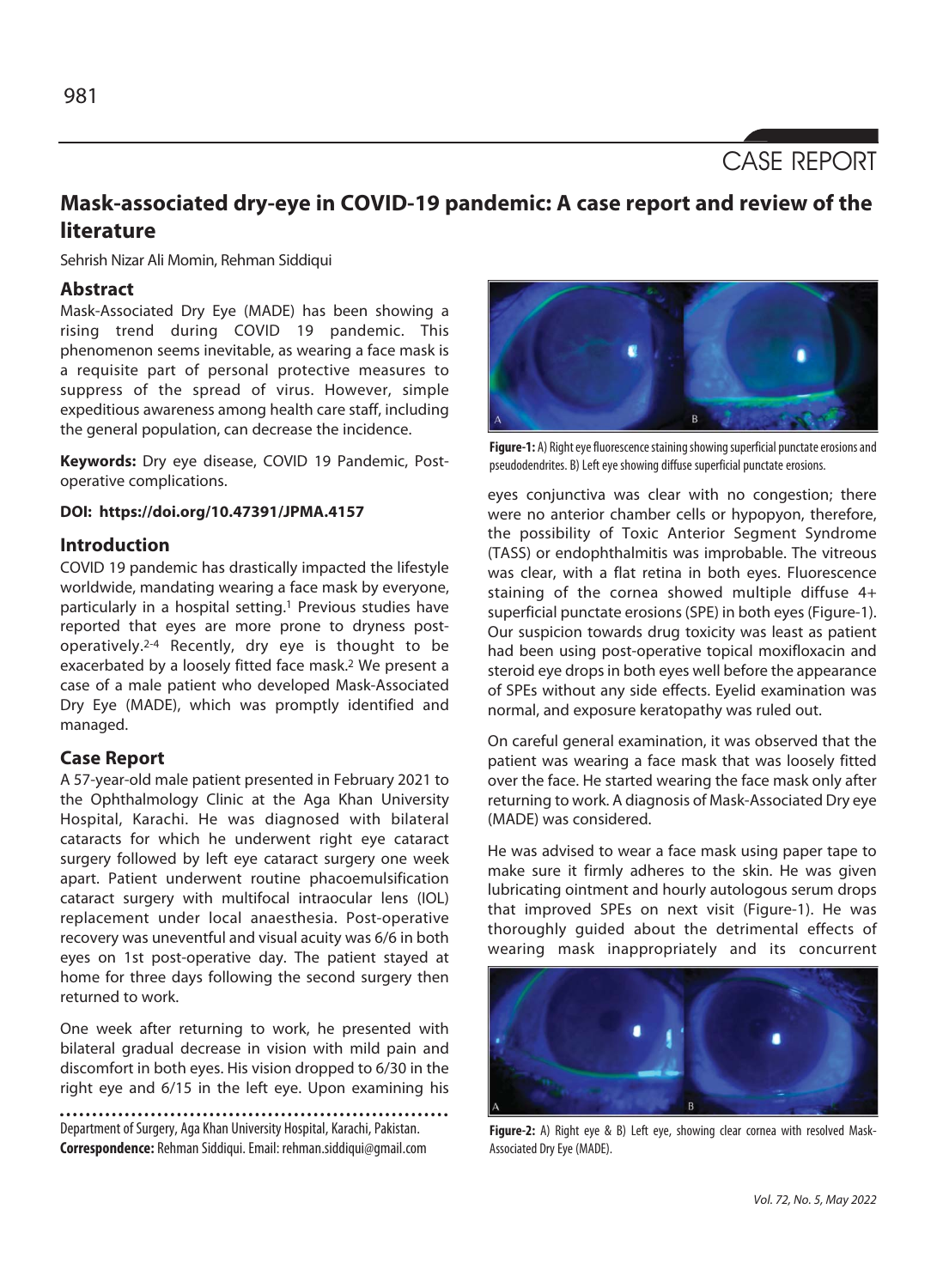CASE REPORT

# Mask-associated dry-eye in COVID-19 pandemic: A case report and review of the literature

Sehrish Nizar Ali Momin, Rehman Siddiqui

## Abstract

Mask-Associated Dry Eye (MADE) has been showing a rising trend during COVID 19 pandemic. This phenomenon seems inevitable, as wearing a face mask is a requisite part of personal protective measures to suppress of the spread of virus. However, simple expeditious awareness among health care staff, including the general population, can decrease the incidence.

**Keywords:** Dry eye disease, COVID 19 Pandemic, Post-operative complications.

**DOI: https://doi.org/10.47391/JPMA.4157**

## Introduction

COVID 19 pandemic has drastically impacted the lifestyle worldwide, mandating wearing a face mask by everyone, particularly in a hospital setting.[1] Previous studies have reported that eyes are more prone to dryness post-operatively.[2-4] Recently, dry eye is thought to be exacerbated by a loosely fitted face mask.[2] We present a case of a male patient who developed Mask-Associated Dry Eye (MADE), which was promptly identified and managed.

## Case Report

A 57-year-old male patient presented in February 2021 to the Ophthalmology Clinic at the Aga Khan University Hospital, Karachi. He was diagnosed with bilateral cataracts for which he underwent right eye cataract surgery followed by left eye cataract surgery one week apart. Patient underwent routine phacoemulsification cataract surgery with multifocal intraocular lens (IOL) replacement under local anaesthesia. Post-operative recovery was uneventful and visual acuity was 6/6 in both eyes on 1st post-operative day. The patient stayed at home for three days following the second surgery then returned to work.

One week after returning to work, he presented with bilateral gradual decrease in vision with mild pain and discomfort in both eyes. His vision dropped to 6/30 in the right eye and 6/15 in the left eye. Upon examining his eyes conjunctiva was clear with no congestion; there were no anterior chamber cells or hypopyon, therefore, the possibility of Toxic Anterior Segment Syndrome (TASS) or endophthalmitis was improbable. The vitreous was clear, with a flat retina in both eyes. Fluorescence staining of the cornea showed multiple diffuse 4+ superficial punctate erosions (SPE) in both eyes (Figure-1). Our suspicion towards drug toxicity was least as patient had been using post-operative topical moxifloxacin and steroid eye drops in both eyes well before the appearance of SPEs without any side effects. Eyelid examination was normal, and exposure keratopathy was ruled out.

**Figure-1:** A) Right eye fluorescence staining showing superficial punctate erosions and pseudodendrites. B) Left eye showing diffuse superficial punctate erosions.

On careful general examination, it was observed that the patient was wearing a face mask that was loosely fitted over the face. He started wearing the face mask only after returning to work. A diagnosis of Mask-Associated Dry eye (MADE) was considered.

He was advised to wear a face mask using paper tape to make sure it firmly adheres to the skin. He was given lubricating ointment and hourly autologous serum drops that improved SPEs on next visit (Figure-1). He was thoroughly guided about the detrimental effects of wearing mask inappropriately and its concurrent

**Figure-2:** A) Right eye & B) Left eye, showing clear cornea with resolved Mask-Associated Dry Eye (MADE).

Department of Surgery, Aga Khan University Hospital, Karachi, Pakistan.
**Correspondence:** Rehman Siddiqui. Email: rehman.siddiqui@gmail.com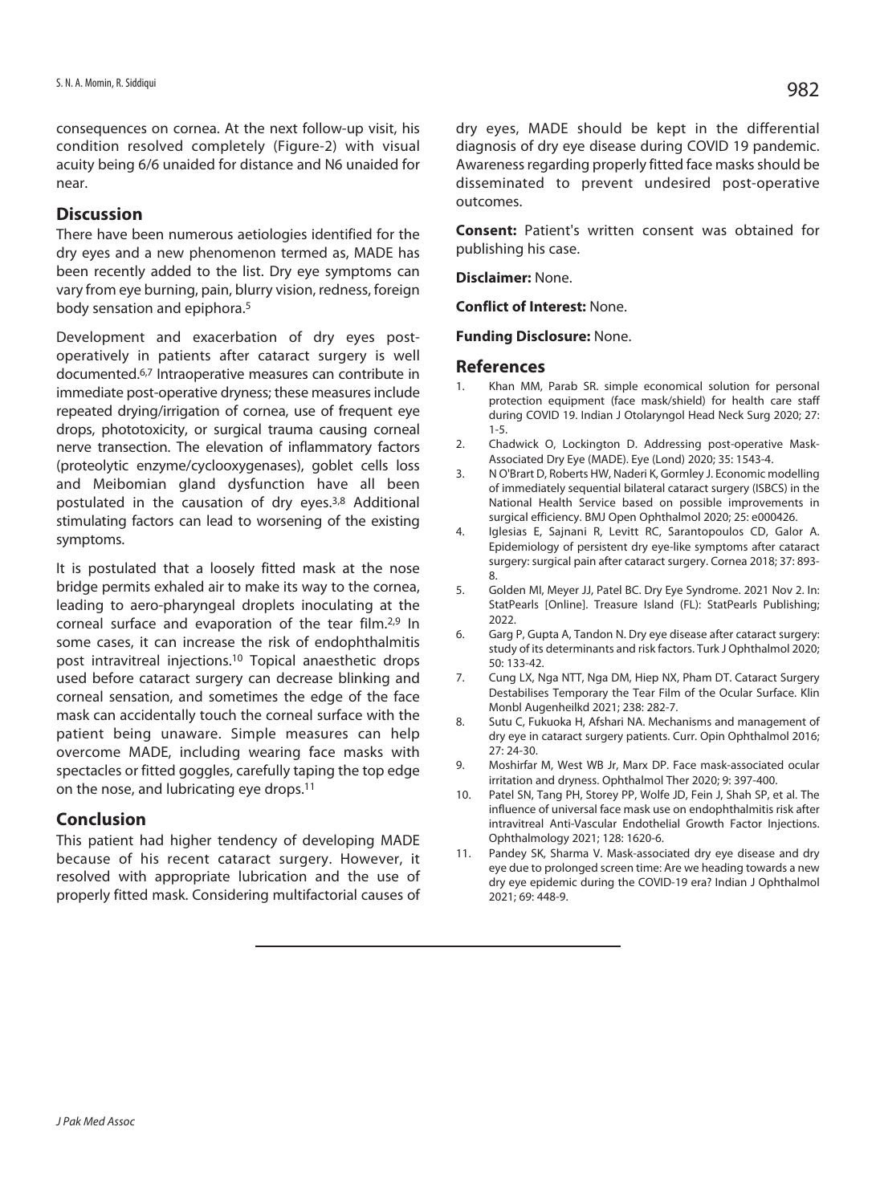consequences on cornea. At the next follow-up visit, his condition resolved completely (Figure-2) with visual acuity being 6/6 unaided for distance and N6 unaided for near.

## Discussion

There have been numerous aetiologies identified for the dry eyes and a new phenomenon termed as, MADE has been recently added to the list. Dry eye symptoms can vary from eye burning, pain, blurry vision, redness, foreign body sensation and epiphora.[5]

Development and exacerbation of dry eyes post-operatively in patients after cataract surgery is well documented.[6,7] Intraoperative measures can contribute in immediate post-operative dryness; these measures include repeated drying/irrigation of cornea, use of frequent eye drops, phototoxicity, or surgical trauma causing corneal nerve transection. The elevation of inflammatory factors (proteolytic enzyme/cyclooxygenases), goblet cells loss and Meibomian gland dysfunction have all been postulated in the causation of dry eyes.[3,8] Additional stimulating factors can lead to worsening of the existing symptoms.

It is postulated that a loosely fitted mask at the nose bridge permits exhaled air to make its way to the cornea, leading to aero-pharyngeal droplets inoculating at the corneal surface and evaporation of the tear film.[2,9] In some cases, it can increase the risk of endophthalmitis post intravitreal injections.[10] Topical anaesthetic drops used before cataract surgery can decrease blinking and corneal sensation, and sometimes the edge of the face mask can accidentally touch the corneal surface with the patient being unaware. Simple measures can help overcome MADE, including wearing face masks with spectacles or fitted goggles, carefully taping the top edge on the nose, and lubricating eye drops.[11]

## Conclusion

This patient had higher tendency of developing MADE because of his recent cataract surgery. However, it resolved with appropriate lubrication and the use of properly fitted mask. Considering multifactorial causes of dry eyes, MADE should be kept in the differential diagnosis of dry eye disease during COVID 19 pandemic. Awareness regarding properly fitted face masks should be disseminated to prevent undesired post-operative outcomes.

**Consent:** Patient's written consent was obtained for publishing his case.

**Disclaimer:** None.

**Conflict of Interest:** None.

**Funding Disclosure:** None.

## References

1. Khan MM, Parab SR. simple economical solution for personal protection equipment (face mask/shield) for health care staff during COVID 19. Indian J Otolaryngol Head Neck Surg 2020; 27: 1-5.
2. Chadwick O, Lockington D. Addressing post-operative Mask-Associated Dry Eye (MADE). Eye (Lond) 2020; 35: 1543-4.
3. N O'Brart D, Roberts HW, Naderi K, Gormley J. Economic modelling of immediately sequential bilateral cataract surgery (ISBCS) in the National Health Service based on possible improvements in surgical efficiency. BMJ Open Ophthalmol 2020; 25: e000426.
4. Iglesias E, Sajnani R, Levitt RC, Sarantopoulos CD, Galor A. Epidemiology of persistent dry eye-like symptoms after cataract surgery: surgical pain after cataract surgery. Cornea 2018; 37: 893-8.
5. Golden MI, Meyer JJ, Patel BC. Dry Eye Syndrome. 2021 Nov 2. In: StatPearls [Online]. Treasure Island (FL): StatPearls Publishing; 2022.
6. Garg P, Gupta A, Tandon N. Dry eye disease after cataract surgery: study of its determinants and risk factors. Turk J Ophthalmol 2020; 50: 133-42.
7. Cung LX, Nga NTT, Nga DM, Hiep NX, Pham DT. Cataract Surgery Destabilises Temporary the Tear Film of the Ocular Surface. Klin Monbl Augenheilkd 2021; 238: 282-7.
8. Sutu C, Fukuoka H, Afshari NA. Mechanisms and management of dry eye in cataract surgery patients. Curr. Opin Ophthalmol 2016; 27: 24-30.
9. Moshirfar M, West WB Jr, Marx DP. Face mask-associated ocular irritation and dryness. Ophthalmol Ther 2020; 9: 397-400.
10. Patel SN, Tang PH, Storey PP, Wolfe JD, Fein J, Shah SP, et al. The influence of universal face mask use on endophthalmitis risk after intravitreal Anti-Vascular Endothelial Growth Factor Injections. Ophthalmology 2021; 128: 1620-6.
11. Pandey SK, Sharma V. Mask-associated dry eye disease and dry eye due to prolonged screen time: Are we heading towards a new dry eye epidemic during the COVID-19 era? Indian J Ophthalmol 2021; 69: 448-9.